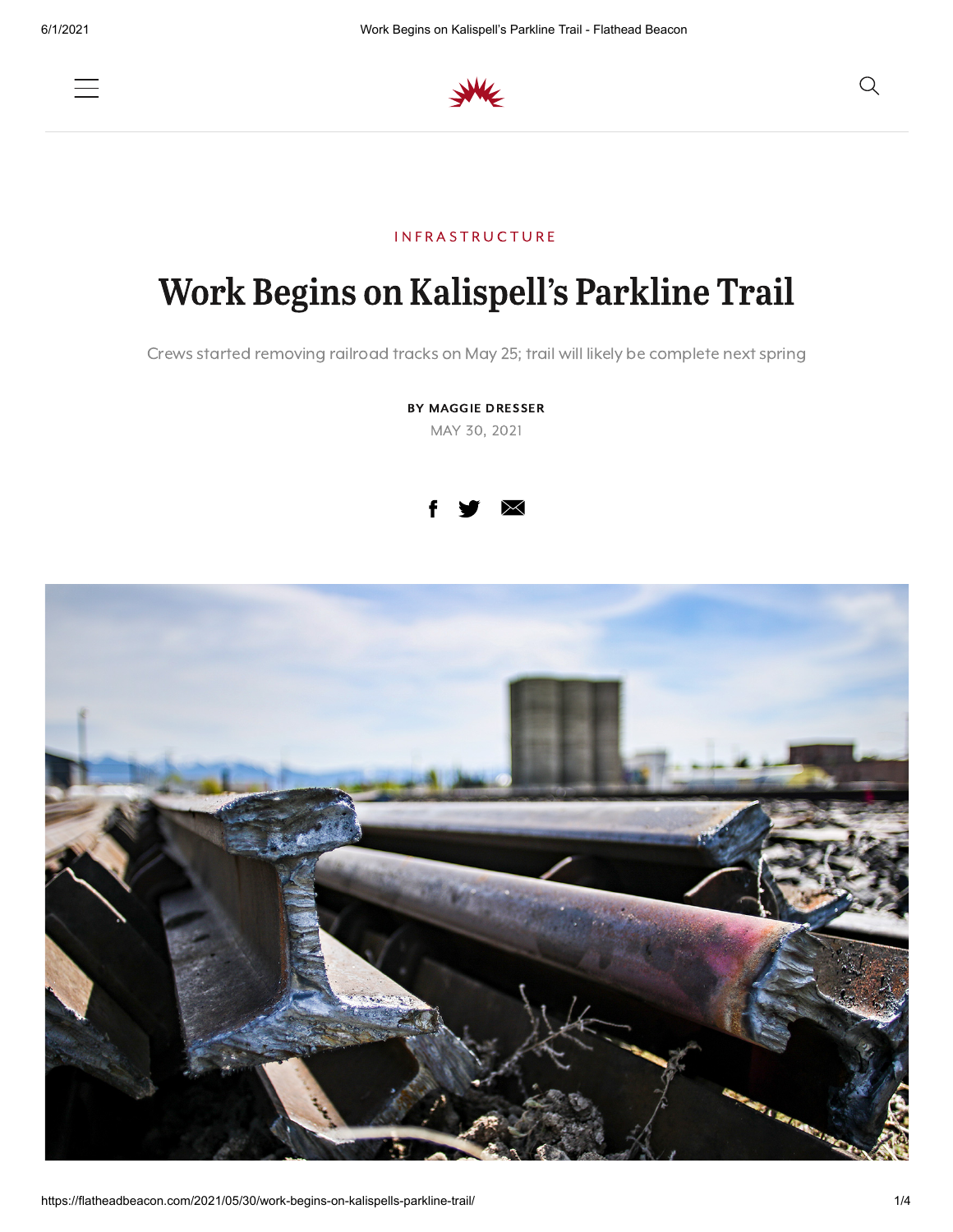INFRASTRUCTURE

# Work Begins on Kalispell's Parkline Trail

Crews started removing railroad tracks on May 25; trail will likely be complete next spring

**BY MAGGIE DRESSER**

MAY 30, 2021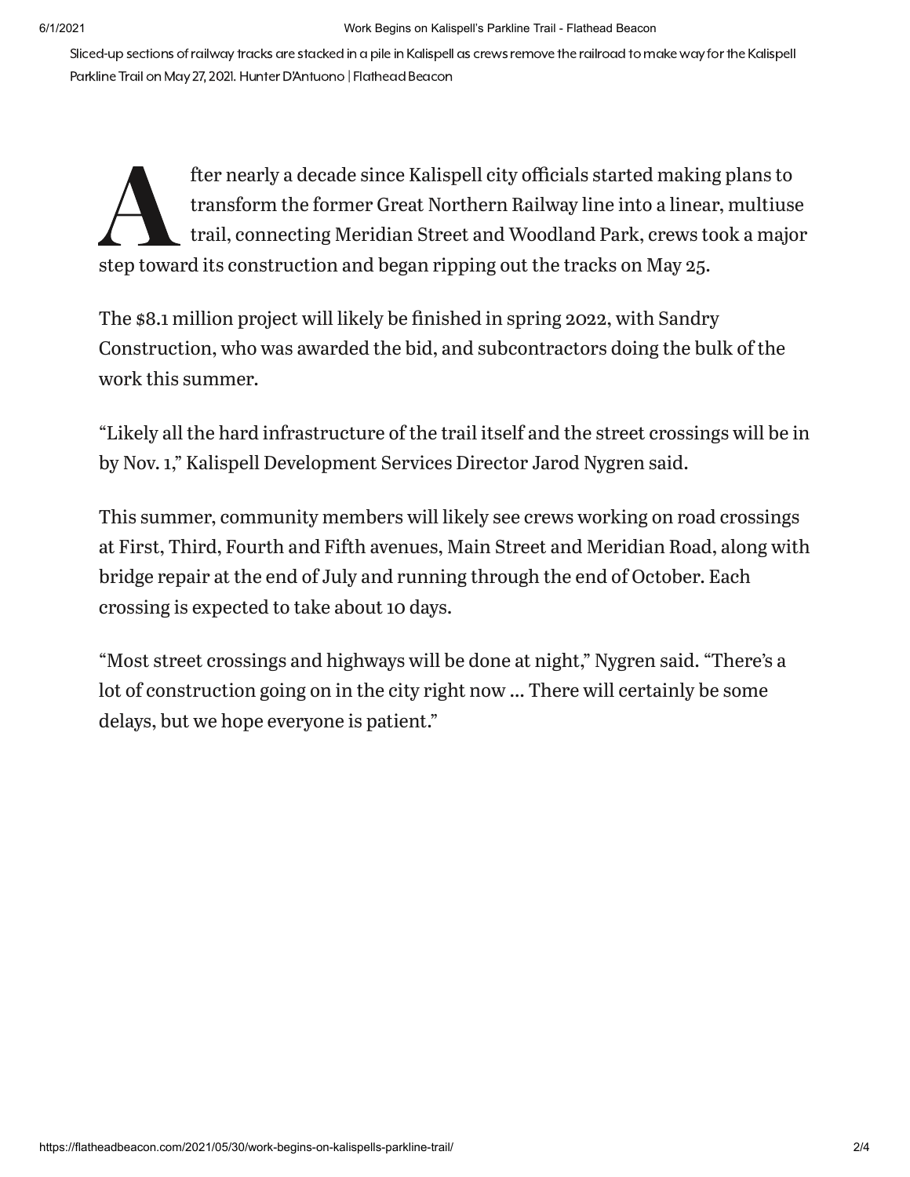Sliced-up sections of railway tracks are stacked in a pile in Kalispell as crews remove the railroad to make way for the Kalispell Parkline Trail on May 27, 2021. Hunter D'Antuono | Flathead Beacon

After nearly a decade since Kalispell city officials started making plans to transform the former Great Northern Railway line into a linear, multiuse trail, connecting Meridian Street and Woodland Park, crews took a major step toward its construction and began ripping out the tracks on May 25.

The $8.1 million project will likely be finished in spring 2022, with Sandry Construction, who was awarded the bid, and subcontractors doing the bulk of the work this summer.

"Likely all the hard infrastructure of the trail itself and the street crossings will be in by Nov. 1," Kalispell Development Services Director Jarod Nygren said.

This summer, community members will likely see crews working on road crossings at First, Third, Fourth and Fifth avenues, Main Street and Meridian Road, along with bridge repair at the end of July and running through the end of October. Each crossing is expected to take about 10 days.

"Most street crossings and highways will be done at night," Nygren said. "There's a lot of construction going on in the city right now … There will certainly be some delays, but we hope everyone is patient."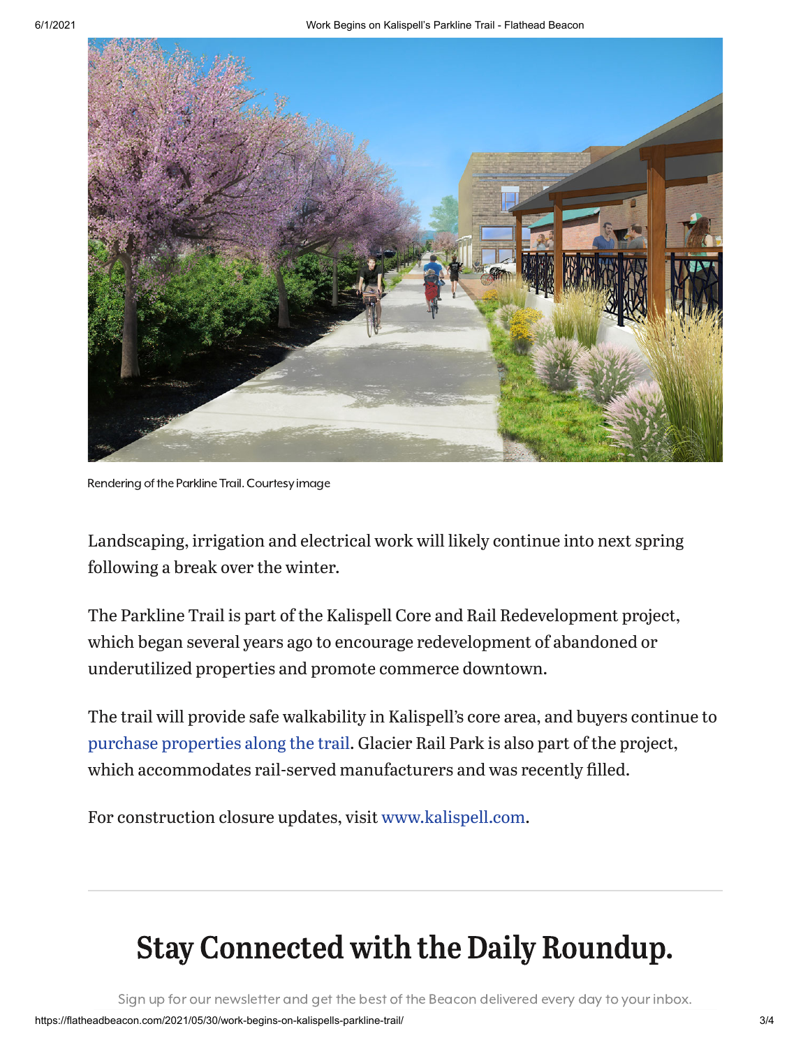Rendering of the Parkline Trail. Courtesy image

Landscaping, irrigation and electrical work will likely continue into next spring following a break over the winter.

The Parkline Trail is part of the Kalispell Core and Rail Redevelopment project, which began several years ago to encourage redevelopment of abandoned or underutilized properties and promote commerce downtown.

The trail will provide safe walkability in Kalispell's core area, and buyers continue to purchase properties along the trail. Glacier Rail Park is also part of the project, which accommodates rail-served manufacturers and was recently filled.

For construction closure updates, visit www.kalispell.com.

---

## Stay Connected with the Daily Roundup.

Sign up for our newsletter and get the best of the Beacon delivered every day to your inbox.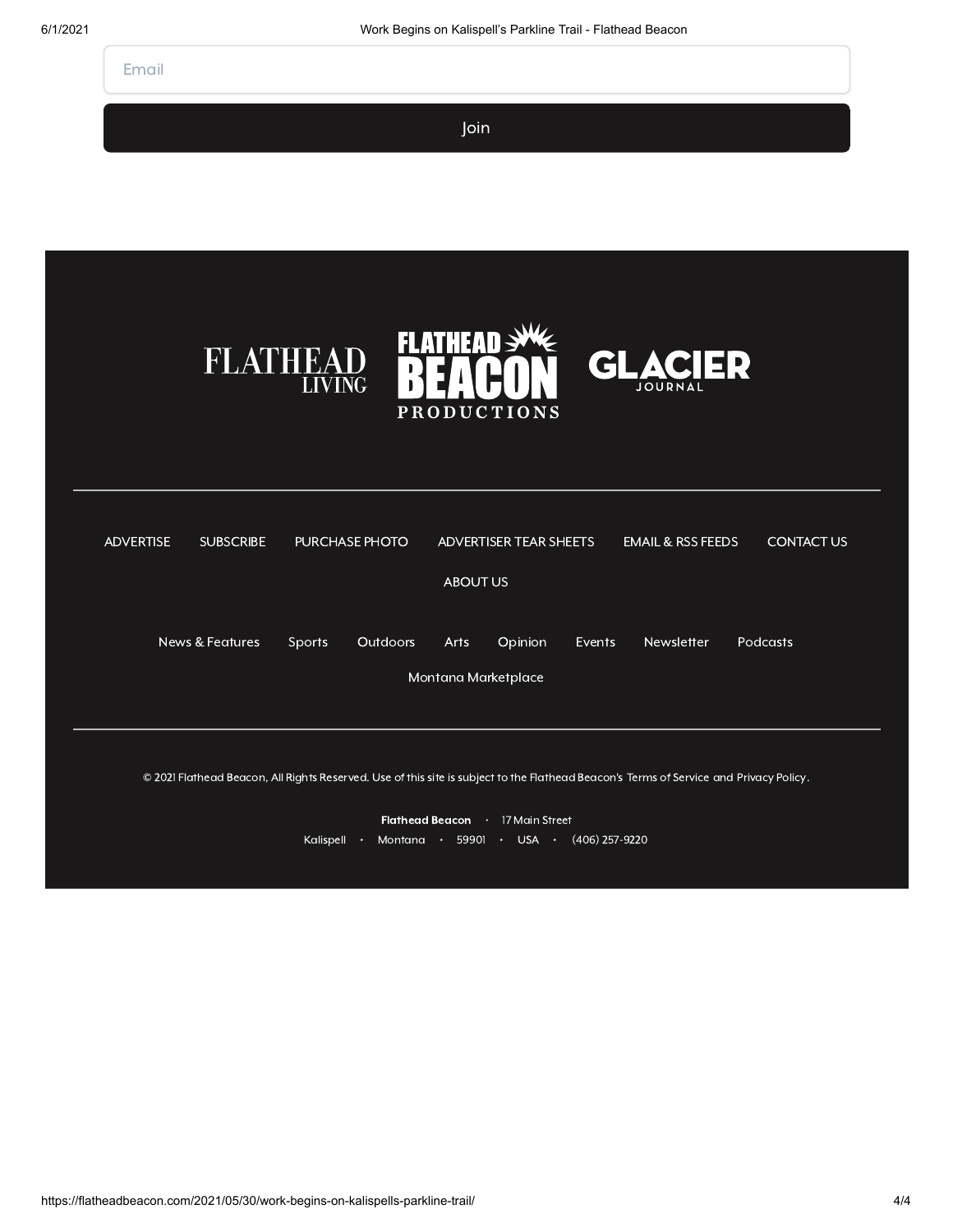Email

Join

FLATHEAD LIVING

FLATHEAD BEACON PRODUCTIONS

GLACIER JOURNAL

ADVERTISE SUBSCRIBE PURCHASE PHOTO ADVERTISER TEAR SHEETS EMAIL & RSS FEEDS CONTACT US

ABOUT US

News & Features Sports Outdoors Arts Opinion Events Newsletter Podcasts

Montana Marketplace

© 2021 Flathead Beacon, All Rights Reserved. Use of this site is subject to the Flathead Beacon's Terms of Service and Privacy Policy.

**Flathead Beacon** · 17 Main Street

Kalispell · Montana · 59901 · USA · (406) 257-9220